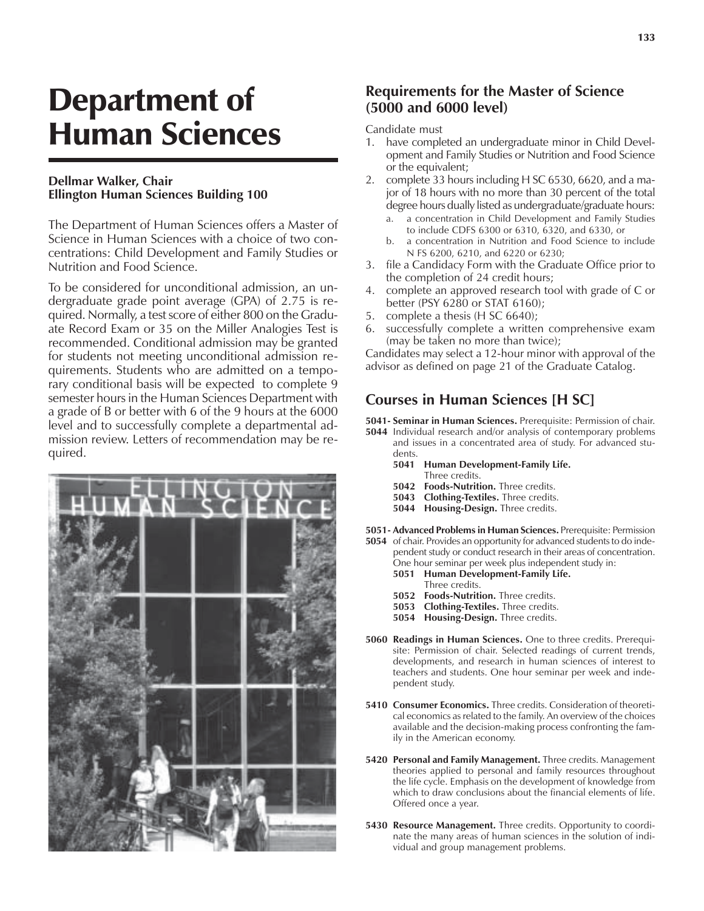# Department of Human Sciences

**Dellmar Walker, Chair**
**Ellington Human Sciences Building 100**

The Department of Human Sciences offers a Master of Science in Human Sciences with a choice of two concentrations: Child Development and Family Studies or Nutrition and Food Science.

To be considered for unconditional admission, an undergraduate grade point average (GPA) of 2.75 is required. Normally, a test score of either 800 on the Graduate Record Exam or 35 on the Miller Analogies Test is recommended. Conditional admission may be granted for students not meeting unconditional admission requirements. Students who are admitted on a temporary conditional basis will be expected to complete 9 semester hours in the Human Sciences Department with a grade of B or better with 6 of the 9 hours at the 6000 level and to successfully complete a departmental admission review. Letters of recommendation may be required.

## Requirements for the Master of Science (5000 and 6000 level)

Candidate must

1. have completed an undergraduate minor in Child Development and Family Studies or Nutrition and Food Science or the equivalent;
2. complete 33 hours including H SC 6530, 6620, and a major of 18 hours with no more than 30 percent of the total degree hours dually listed as undergraduate/graduate hours:
   a. a concentration in Child Development and Family Studies to include CDFS 6300 or 6310, 6320, and 6330, or
   b. a concentration in Nutrition and Food Science to include N FS 6200, 6210, and 6220 or 6230;
3. file a Candidacy Form with the Graduate Office prior to the completion of 24 credit hours;
4. complete an approved research tool with grade of C or better (PSY 6280 or STAT 6160);
5. complete a thesis (H SC 6640);
6. successfully complete a written comprehensive exam (may be taken no more than twice);

Candidates may select a 12-hour minor with approval of the advisor as defined on page 21 of the Graduate Catalog.

## Courses in Human Sciences [H SC]

**5041-5044 Seminar in Human Sciences.** Prerequisite: Permission of chair. Individual research and/or analysis of contemporary problems and issues in a concentrated area of study. For advanced students.

- **5041 Human Development-Family Life.** Three credits.
- **5042 Foods-Nutrition.** Three credits.
- **5043 Clothing-Textiles.** Three credits.
- **5044 Housing-Design.** Three credits.

**5051-5054 Advanced Problems in Human Sciences.** Prerequisite: Permission of chair. Provides an opportunity for advanced students to do independent study or conduct research in their areas of concentration. One hour seminar per week plus independent study in:

- **5051 Human Development-Family Life.** Three credits.
- **5052 Foods-Nutrition.** Three credits.
- **5053 Clothing-Textiles.** Three credits.
- **5054 Housing-Design.** Three credits.

**5060 Readings in Human Sciences.** One to three credits. Prerequisite: Permission of chair. Selected readings of current trends, developments, and research in human sciences of interest to teachers and students. One hour seminar per week and independent study.

**5410 Consumer Economics.** Three credits. Consideration of theoretical economics as related to the family. An overview of the choices available and the decision-making process confronting the family in the American economy.

**5420 Personal and Family Management.** Three credits. Management theories applied to personal and family resources throughout the life cycle. Emphasis on the development of knowledge from which to draw conclusions about the financial elements of life. Offered once a year.

**5430 Resource Management.** Three credits. Opportunity to coordinate the many areas of human sciences in the solution of individual and group management problems.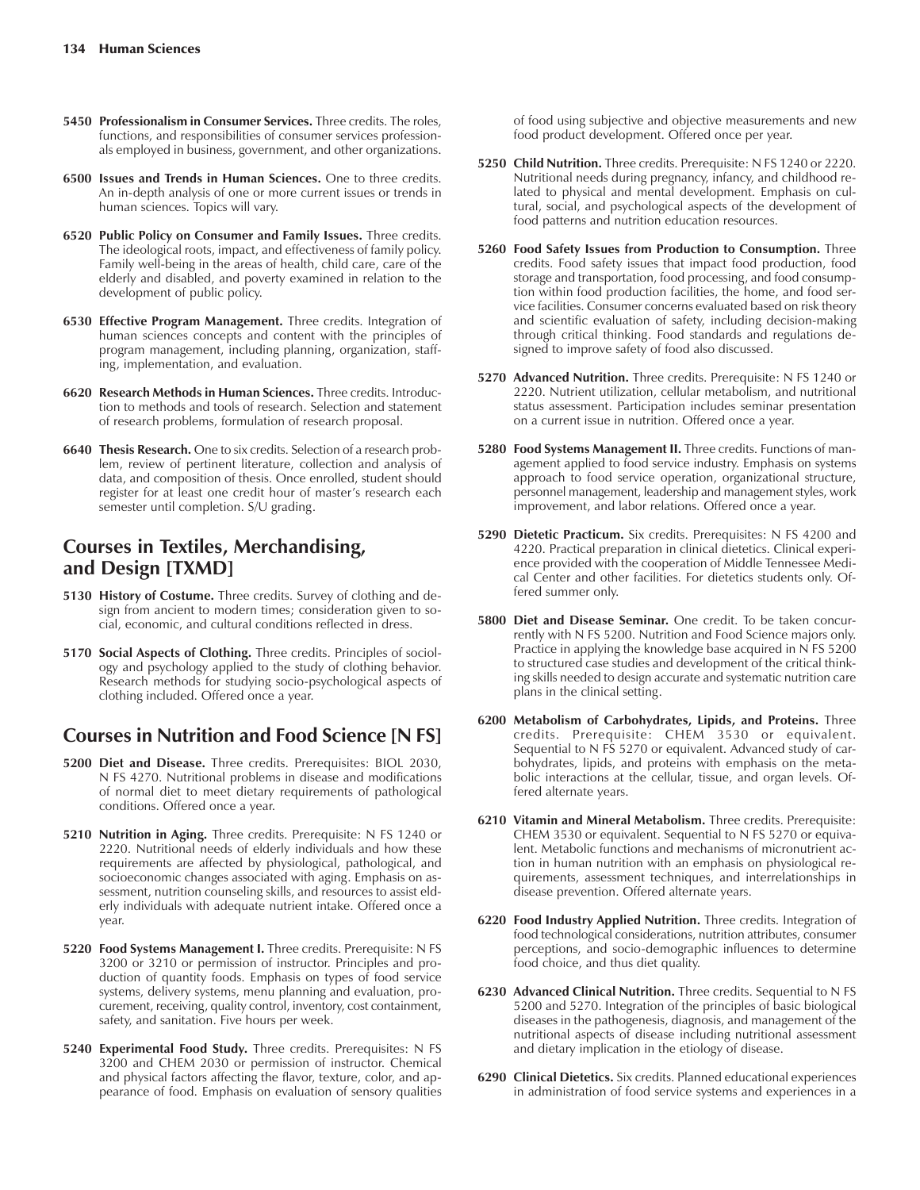**5450 Professionalism in Consumer Services.** Three credits. The roles, functions, and responsibilities of consumer services professionals employed in business, government, and other organizations.

**6500 Issues and Trends in Human Sciences.** One to three credits. An in-depth analysis of one or more current issues or trends in human sciences. Topics will vary.

**6520 Public Policy on Consumer and Family Issues.** Three credits. The ideological roots, impact, and effectiveness of family policy. Family well-being in the areas of health, child care, care of the elderly and disabled, and poverty examined in relation to the development of public policy.

**6530 Effective Program Management.** Three credits. Integration of human sciences concepts and content with the principles of program management, including planning, organization, staffing, implementation, and evaluation.

**6620 Research Methods in Human Sciences.** Three credits. Introduction to methods and tools of research. Selection and statement of research problems, formulation of research proposal.

**6640 Thesis Research.** One to six credits. Selection of a research problem, review of pertinent literature, collection and analysis of data, and composition of thesis. Once enrolled, student should register for at least one credit hour of master's research each semester until completion. S/U grading.

## Courses in Textiles, Merchandising, and Design [TXMD]

**5130 History of Costume.** Three credits. Survey of clothing and design from ancient to modern times; consideration given to social, economic, and cultural conditions reflected in dress.

**5170 Social Aspects of Clothing.** Three credits. Principles of sociology and psychology applied to the study of clothing behavior. Research methods for studying socio-psychological aspects of clothing included. Offered once a year.

## Courses in Nutrition and Food Science [N FS]

**5200 Diet and Disease.** Three credits. Prerequisites: BIOL 2030, N FS 4270. Nutritional problems in disease and modifications of normal diet to meet dietary requirements of pathological conditions. Offered once a year.

**5210 Nutrition in Aging.** Three credits. Prerequisite: N FS 1240 or 2220. Nutritional needs of elderly individuals and how these requirements are affected by physiological, pathological, and socioeconomic changes associated with aging. Emphasis on assessment, nutrition counseling skills, and resources to assist elderly individuals with adequate nutrient intake. Offered once a year.

**5220 Food Systems Management I.** Three credits. Prerequisite: N FS 3200 or 3210 or permission of instructor. Principles and production of quantity foods. Emphasis on types of food service systems, delivery systems, menu planning and evaluation, procurement, receiving, quality control, inventory, cost containment, safety, and sanitation. Five hours per week.

**5240 Experimental Food Study.** Three credits. Prerequisites: N FS 3200 and CHEM 2030 or permission of instructor. Chemical and physical factors affecting the flavor, texture, color, and appearance of food. Emphasis on evaluation of sensory qualities of food using subjective and objective measurements and new food product development. Offered once per year.

**5250 Child Nutrition.** Three credits. Prerequisite: N FS 1240 or 2220. Nutritional needs during pregnancy, infancy, and childhood related to physical and mental development. Emphasis on cultural, social, and psychological aspects of the development of food patterns and nutrition education resources.

**5260 Food Safety Issues from Production to Consumption.** Three credits. Food safety issues that impact food production, food storage and transportation, food processing, and food consumption within food production facilities, the home, and food service facilities. Consumer concerns evaluated based on risk theory and scientific evaluation of safety, including decision-making through critical thinking. Food standards and regulations designed to improve safety of food also discussed.

**5270 Advanced Nutrition.** Three credits. Prerequisite: N FS 1240 or 2220. Nutrient utilization, cellular metabolism, and nutritional status assessment. Participation includes seminar presentation on a current issue in nutrition. Offered once a year.

**5280 Food Systems Management II.** Three credits. Functions of management applied to food service industry. Emphasis on systems approach to food service operation, organizational structure, personnel management, leadership and management styles, work improvement, and labor relations. Offered once a year.

**5290 Dietetic Practicum.** Six credits. Prerequisites: N FS 4200 and 4220. Practical preparation in clinical dietetics. Clinical experience provided with the cooperation of Middle Tennessee Medical Center and other facilities. For dietetics students only. Offered summer only.

**5800 Diet and Disease Seminar.** One credit. To be taken concurrently with N FS 5200. Nutrition and Food Science majors only. Practice in applying the knowledge base acquired in N FS 5200 to structured case studies and development of the critical thinking skills needed to design accurate and systematic nutrition care plans in the clinical setting.

**6200 Metabolism of Carbohydrates, Lipids, and Proteins.** Three credits. Prerequisite: CHEM 3530 or equivalent. Sequential to N FS 5270 or equivalent. Advanced study of carbohydrates, lipids, and proteins with emphasis on the metabolic interactions at the cellular, tissue, and organ levels. Offered alternate years.

**6210 Vitamin and Mineral Metabolism.** Three credits. Prerequisite: CHEM 3530 or equivalent. Sequential to N FS 5270 or equivalent. Metabolic functions and mechanisms of micronutrient action in human nutrition with an emphasis on physiological requirements, assessment techniques, and interrelationships in disease prevention. Offered alternate years.

**6220 Food Industry Applied Nutrition.** Three credits. Integration of food technological considerations, nutrition attributes, consumer perceptions, and socio-demographic influences to determine food choice, and thus diet quality.

**6230 Advanced Clinical Nutrition.** Three credits. Sequential to N FS 5200 and 5270. Integration of the principles of basic biological diseases in the pathogenesis, diagnosis, and management of the nutritional aspects of disease including nutritional assessment and dietary implication in the etiology of disease.

**6290 Clinical Dietetics.** Six credits. Planned educational experiences in administration of food service systems and experiences in a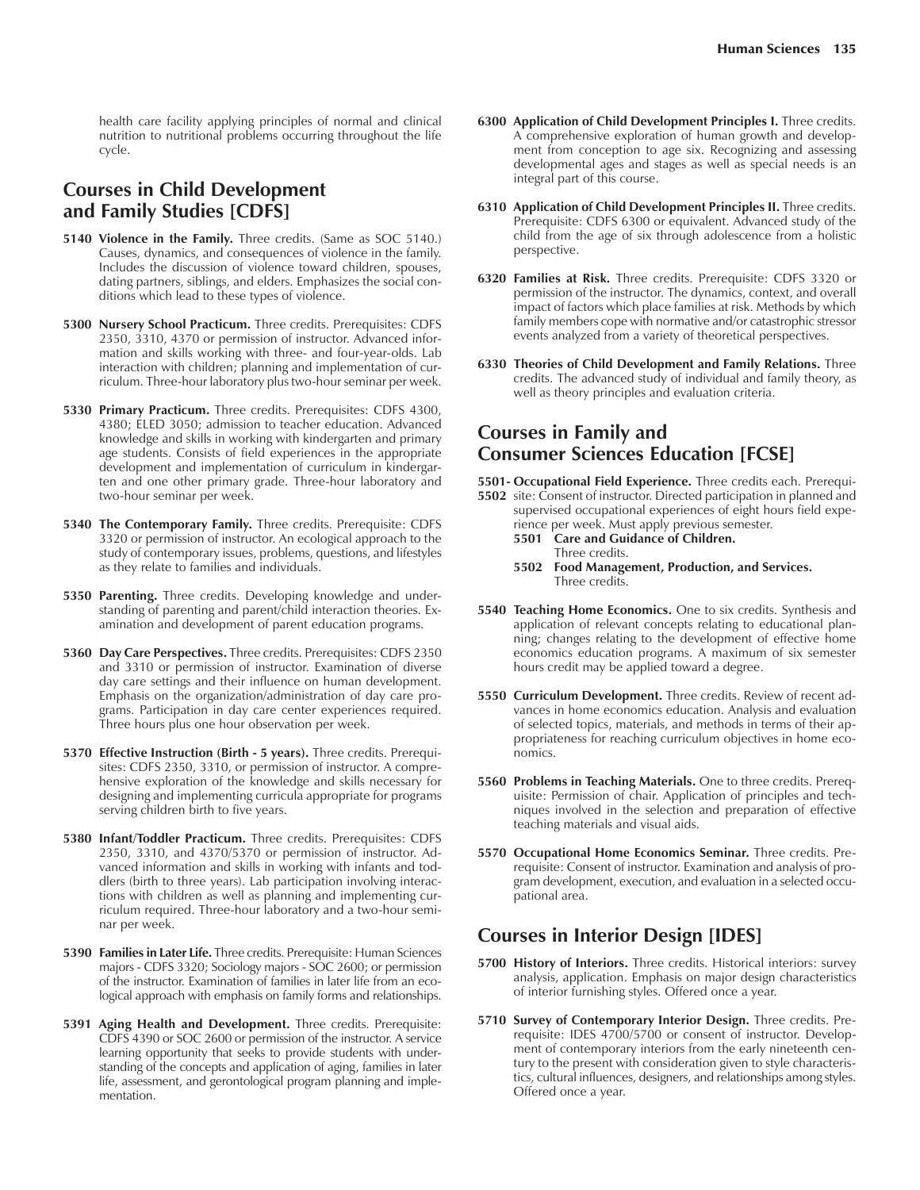health care facility applying principles of normal and clinical nutrition to nutritional problems occurring throughout the life cycle.

## Courses in Child Development and Family Studies [CDFS]

**5140 Violence in the Family.** Three credits. (Same as SOC 5140.) Causes, dynamics, and consequences of violence in the family. Includes the discussion of violence toward children, spouses, dating partners, siblings, and elders. Emphasizes the social conditions which lead to these types of violence.

**5300 Nursery School Practicum.** Three credits. Prerequisites: CDFS 2350, 3310, 4370 or permission of instructor. Advanced information and skills working with three- and four-year-olds. Lab interaction with children; planning and implementation of curriculum. Three-hour laboratory plus two-hour seminar per week.

**5330 Primary Practicum.** Three credits. Prerequisites: CDFS 4300, 4380; ELED 3050; admission to teacher education. Advanced knowledge and skills in working with kindergarten and primary age students. Consists of field experiences in the appropriate development and implementation of curriculum in kindergarten and one other primary grade. Three-hour laboratory and two-hour seminar per week.

**5340 The Contemporary Family.** Three credits. Prerequisite: CDFS 3320 or permission of instructor. An ecological approach to the study of contemporary issues, problems, questions, and lifestyles as they relate to families and individuals.

**5350 Parenting.** Three credits. Developing knowledge and understanding of parenting and parent/child interaction theories. Examination and development of parent education programs.

**5360 Day Care Perspectives.** Three credits. Prerequisites: CDFS 2350 and 3310 or permission of instructor. Examination of diverse day care settings and their influence on human development. Emphasis on the organization/administration of day care programs. Participation in day care center experiences required. Three hours plus one hour observation per week.

**5370 Effective Instruction (Birth - 5 years).** Three credits. Prerequisites: CDFS 2350, 3310, or permission of instructor. A comprehensive exploration of the knowledge and skills necessary for designing and implementing curricula appropriate for programs serving children birth to five years.

**5380 Infant/Toddler Practicum.** Three credits. Prerequisites: CDFS 2350, 3310, and 4370/5370 or permission of instructor. Advanced information and skills in working with infants and toddlers (birth to three years). Lab participation involving interactions with children as well as planning and implementing curriculum required. Three-hour laboratory and a two-hour seminar per week.

**5390 Families in Later Life.** Three credits. Prerequisite: Human Sciences majors - CDFS 3320; Sociology majors - SOC 2600; or permission of the instructor. Examination of families in later life from an ecological approach with emphasis on family forms and relationships.

**5391 Aging Health and Development.** Three credits. Prerequisite: CDFS 4390 or SOC 2600 or permission of the instructor. A service learning opportunity that seeks to provide students with understanding of the concepts and application of aging, families in later life, assessment, and gerontological program planning and implementation.

**6300 Application of Child Development Principles I.** Three credits. A comprehensive exploration of human growth and development from conception to age six. Recognizing and assessing developmental ages and stages as well as special needs is an integral part of this course.

**6310 Application of Child Development Principles II.** Three credits. Prerequisite: CDFS 6300 or equivalent. Advanced study of the child from the age of six through adolescence from a holistic perspective.

**6320 Families at Risk.** Three credits. Prerequisite: CDFS 3320 or permission of the instructor. The dynamics, context, and overall impact of factors which place families at risk. Methods by which family members cope with normative and/or catastrophic stressor events analyzed from a variety of theoretical perspectives.

**6330 Theories of Child Development and Family Relations.** Three credits. The advanced study of individual and family theory, as well as theory principles and evaluation criteria.

## Courses in Family and Consumer Sciences Education [FCSE]

**5501- 5502 Occupational Field Experience.** Three credits each. Prerequisite: Consent of instructor. Directed participation in planned and supervised occupational experiences of eight hours field experience per week. Must apply previous semester.

- **5501 Care and Guidance of Children.** Three credits.
- **5502 Food Management, Production, and Services.** Three credits.

**5540 Teaching Home Economics.** One to six credits. Synthesis and application of relevant concepts relating to educational planning; changes relating to the development of effective home economics education programs. A maximum of six semester hours credit may be applied toward a degree.

**5550 Curriculum Development.** Three credits. Review of recent advances in home economics education. Analysis and evaluation of selected topics, materials, and methods in terms of their appropriateness for reaching curriculum objectives in home economics.

**5560 Problems in Teaching Materials.** One to three credits. Prerequisite: Permission of chair. Application of principles and techniques involved in the selection and preparation of effective teaching materials and visual aids.

**5570 Occupational Home Economics Seminar.** Three credits. Prerequisite: Consent of instructor. Examination and analysis of program development, execution, and evaluation in a selected occupational area.

## Courses in Interior Design [IDES]

**5700 History of Interiors.** Three credits. Historical interiors: survey analysis, application. Emphasis on major design characteristics of interior furnishing styles. Offered once a year.

**5710 Survey of Contemporary Interior Design.** Three credits. Prerequisite: IDES 4700/5700 or consent of instructor. Development of contemporary interiors from the early nineteenth century to the present with consideration given to style characteristics, cultural influences, designers, and relationships among styles. Offered once a year.